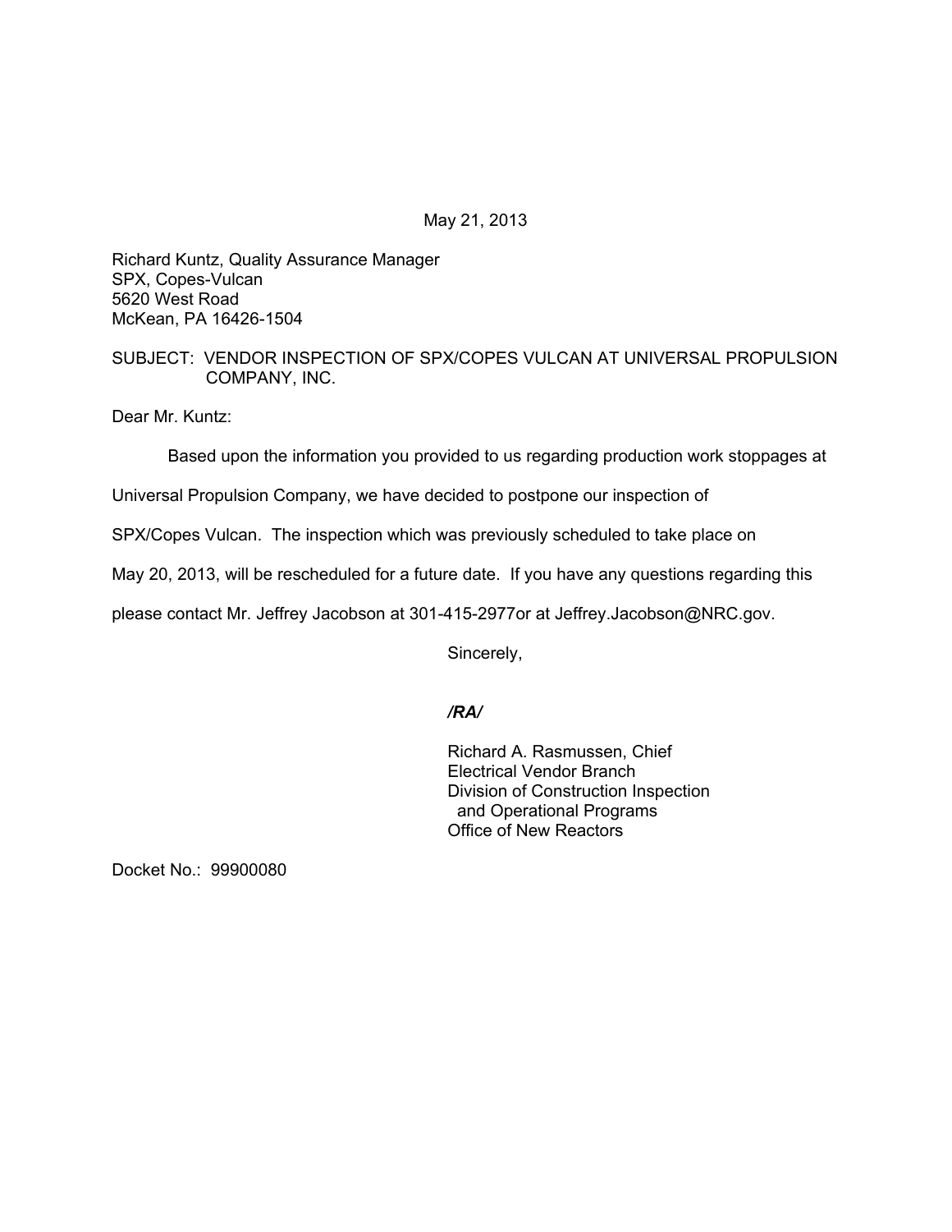May 21, 2013

Richard Kuntz, Quality Assurance Manager
SPX, Copes-Vulcan
5620 West Road
McKean, PA 16426-1504

SUBJECT: VENDOR INSPECTION OF SPX/COPES VULCAN AT UNIVERSAL PROPULSION COMPANY, INC.

Dear Mr. Kuntz:

Based upon the information you provided to us regarding production work stoppages at Universal Propulsion Company, we have decided to postpone our inspection of SPX/Copes Vulcan. The inspection which was previously scheduled to take place on May 20, 2013, will be rescheduled for a future date. If you have any questions regarding this please contact Mr. Jeffrey Jacobson at 301-415-2977or at Jeffrey.Jacobson@NRC.gov.

Sincerely,

*/RA/*

Richard A. Rasmussen, Chief
Electrical Vendor Branch
Division of Construction Inspection
and Operational Programs
Office of New Reactors

Docket No.: 99900080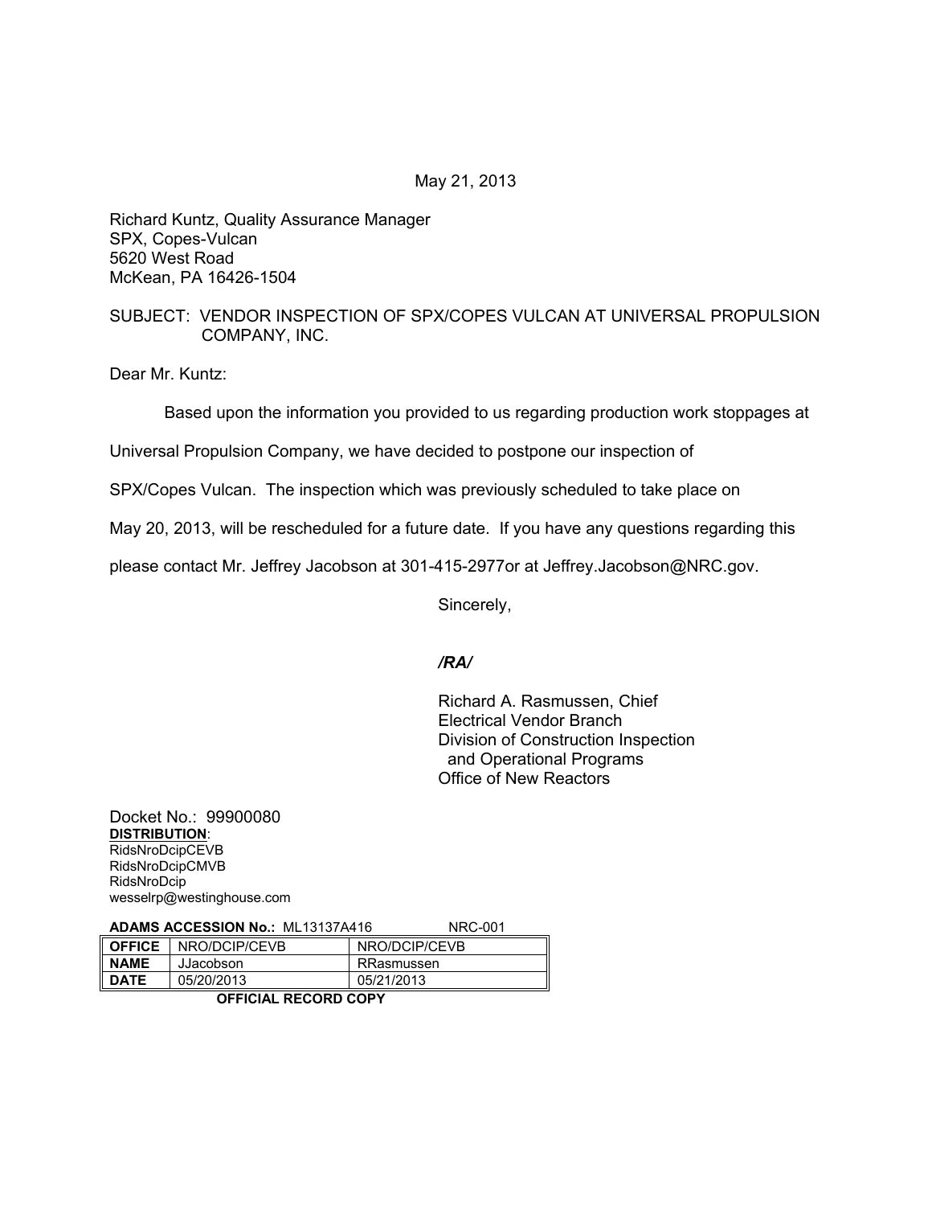May 21, 2013

Richard Kuntz, Quality Assurance Manager
SPX, Copes-Vulcan
5620 West Road
McKean, PA 16426-1504

SUBJECT: VENDOR INSPECTION OF SPX/COPES VULCAN AT UNIVERSAL PROPULSION COMPANY, INC.

Dear Mr. Kuntz:

Based upon the information you provided to us regarding production work stoppages at Universal Propulsion Company, we have decided to postpone our inspection of SPX/Copes Vulcan. The inspection which was previously scheduled to take place on May 20, 2013, will be rescheduled for a future date. If you have any questions regarding this please contact Mr. Jeffrey Jacobson at 301-415-2977or at Jeffrey.Jacobson@NRC.gov.

Sincerely,

*/RA/*

Richard A. Rasmussen, Chief
Electrical Vendor Branch
Division of Construction Inspection
and Operational Programs
Office of New Reactors

Docket No.: 99900080

**DISTRIBUTION**:
RidsNroDcipCEVB
RidsNroDcipCMVB
RidsNroDcip
wesselrp@westinghouse.com

**ADAMS ACCESSION No.:** ML13137A416 NRC-001

| | | |
|---|---|---|
| **OFFICE** | NRO/DCIP/CEVB | NRO/DCIP/CEVB |
| **NAME** | JJacobson | RRasmussen |
| **DATE** | 05/20/2013 | 05/21/2013 |

**OFFICIAL RECORD COPY**